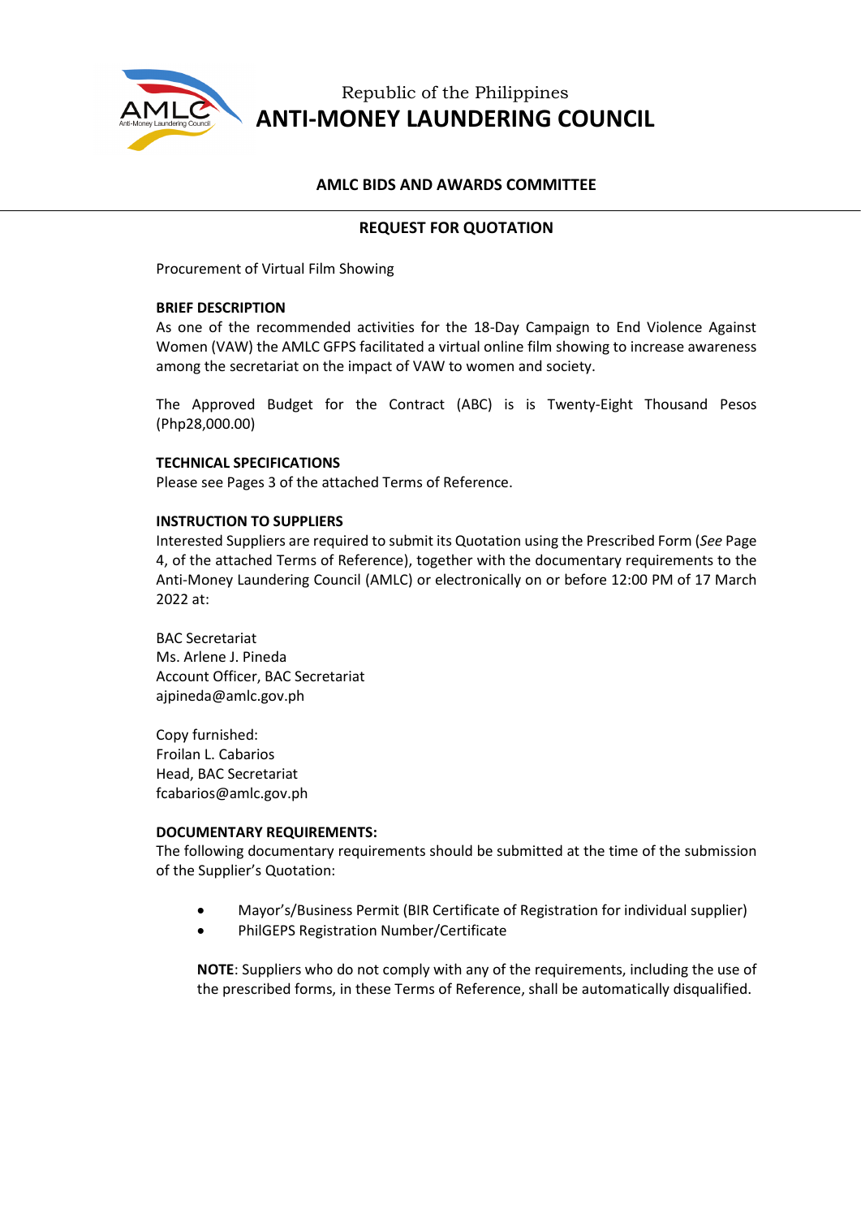Republic of the Philippines

# ANTI-MONEY LAUNDERING COUNCIL

## AMLC BIDS AND AWARDS COMMITTEE

## REQUEST FOR QUOTATION

Procurement of Virtual Film Showing

**BRIEF DESCRIPTION**

As one of the recommended activities for the 18-Day Campaign to End Violence Against Women (VAW) the AMLC GFPS facilitated a virtual online film showing to increase awareness among the secretariat on the impact of VAW to women and society.

The Approved Budget for the Contract (ABC) is is Twenty-Eight Thousand Pesos (Php28,000.00)

**TECHNICAL SPECIFICATIONS**

Please see Pages 3 of the attached Terms of Reference.

**INSTRUCTION TO SUPPLIERS**

Interested Suppliers are required to submit its Quotation using the Prescribed Form (*See* Page 4, of the attached Terms of Reference), together with the documentary requirements to the Anti-Money Laundering Council (AMLC) or electronically on or before 12:00 PM of 17 March 2022 at:

BAC Secretariat
Ms. Arlene J. Pineda
Account Officer, BAC Secretariat
ajpineda@amlc.gov.ph

Copy furnished:
Froilan L. Cabarios
Head, BAC Secretariat
fcabarios@amlc.gov.ph

**DOCUMENTARY REQUIREMENTS:**

The following documentary requirements should be submitted at the time of the submission of the Supplier's Quotation:

- Mayor's/Business Permit (BIR Certificate of Registration for individual supplier)
- PhilGEPS Registration Number/Certificate

**NOTE**: Suppliers who do not comply with any of the requirements, including the use of the prescribed forms, in these Terms of Reference, shall be automatically disqualified.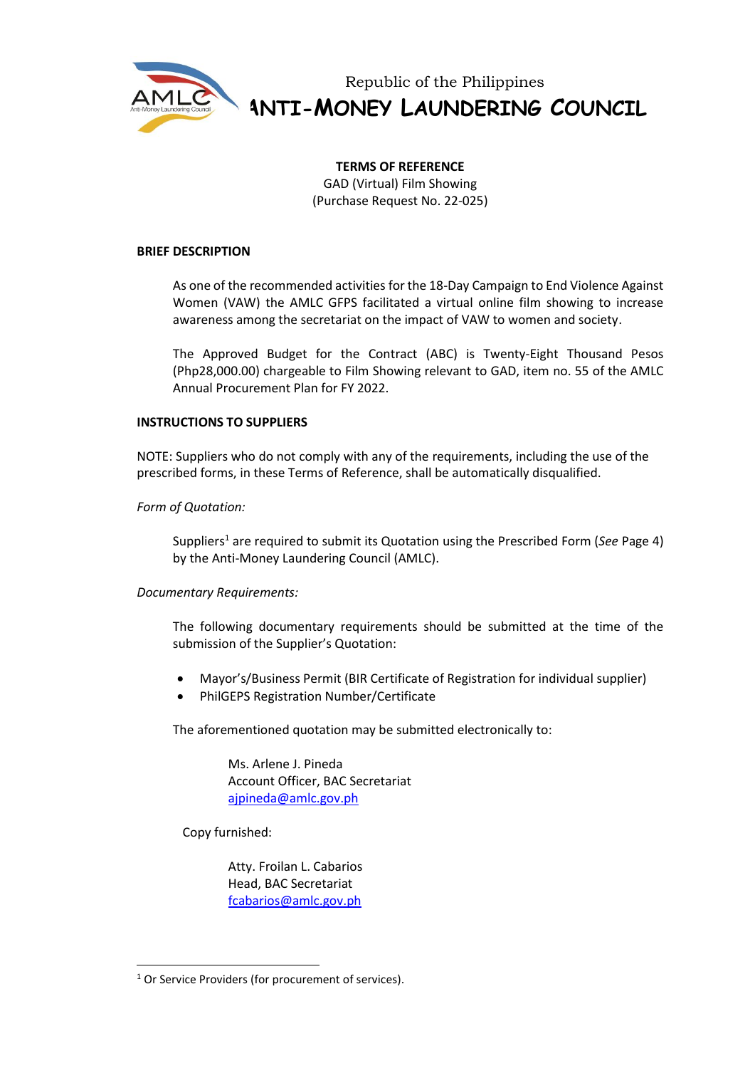Republic of the Philippines
**ANTI-MONEY LAUNDERING COUNCIL**

**TERMS OF REFERENCE**
GAD (Virtual) Film Showing
(Purchase Request No. 22-025)

**BRIEF DESCRIPTION**

As one of the recommended activities for the 18-Day Campaign to End Violence Against Women (VAW) the AMLC GFPS facilitated a virtual online film showing to increase awareness among the secretariat on the impact of VAW to women and society.

The Approved Budget for the Contract (ABC) is Twenty-Eight Thousand Pesos (Php28,000.00) chargeable to Film Showing relevant to GAD, item no. 55 of the AMLC Annual Procurement Plan for FY 2022.

**INSTRUCTIONS TO SUPPLIERS**

NOTE: Suppliers who do not comply with any of the requirements, including the use of the prescribed forms, in these Terms of Reference, shall be automatically disqualified.

*Form of Quotation:*

Suppliers[1] are required to submit its Quotation using the Prescribed Form (*See* Page 4) by the Anti-Money Laundering Council (AMLC).

*Documentary Requirements:*

The following documentary requirements should be submitted at the time of the submission of the Supplier's Quotation:

- Mayor's/Business Permit (BIR Certificate of Registration for individual supplier)
- PhilGEPS Registration Number/Certificate

The aforementioned quotation may be submitted electronically to:

Ms. Arlene J. Pineda
Account Officer, BAC Secretariat
ajpineda@amlc.gov.ph

Copy furnished:

Atty. Froilan L. Cabarios
Head, BAC Secretariat
fcabarios@amlc.gov.ph

---

[1] Or Service Providers (for procurement of services).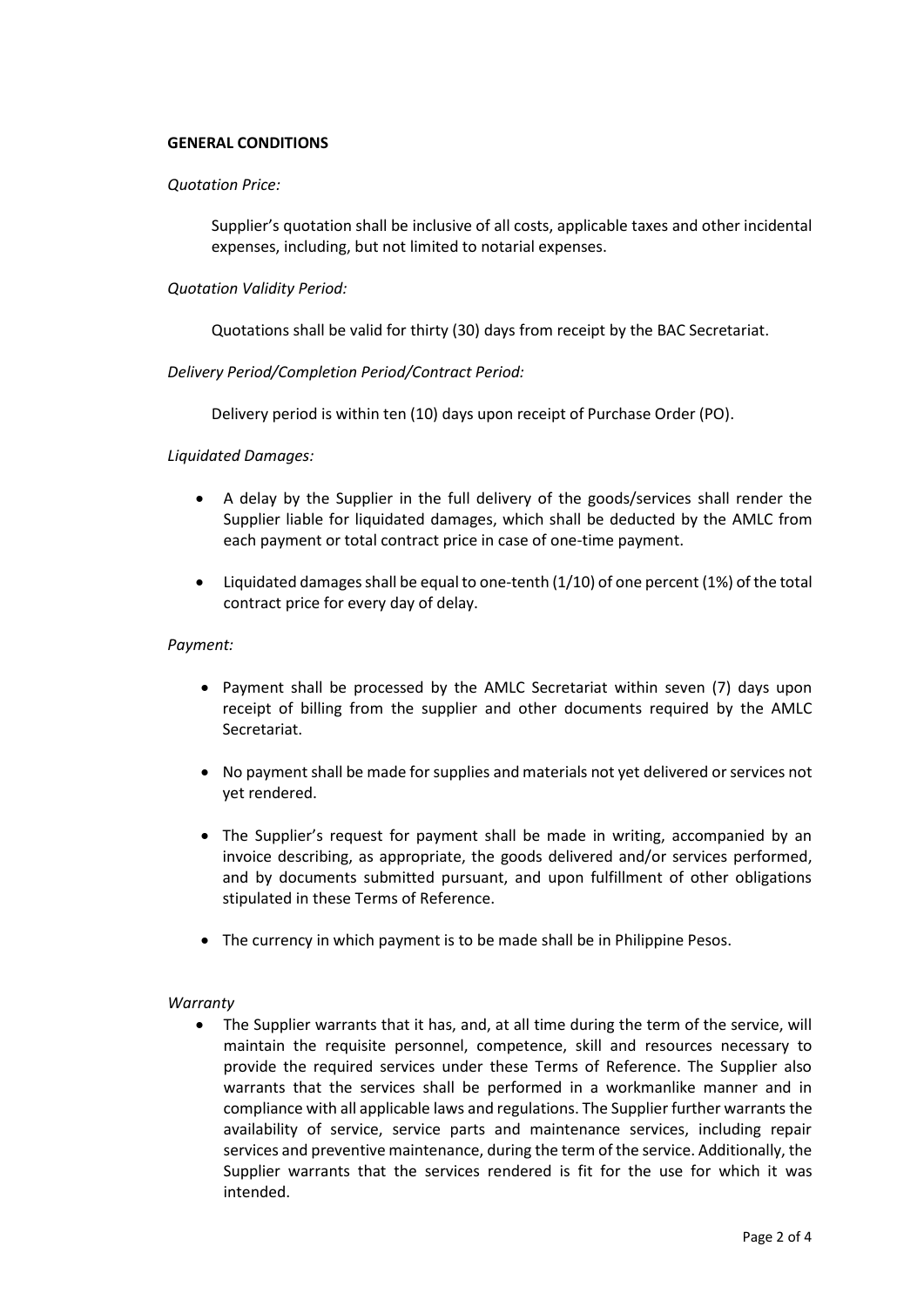**GENERAL CONDITIONS**

*Quotation Price:*

Supplier's quotation shall be inclusive of all costs, applicable taxes and other incidental expenses, including, but not limited to notarial expenses.

*Quotation Validity Period:*

Quotations shall be valid for thirty (30) days from receipt by the BAC Secretariat.

*Delivery Period/Completion Period/Contract Period:*

Delivery period is within ten (10) days upon receipt of Purchase Order (PO).

*Liquidated Damages:*

- A delay by the Supplier in the full delivery of the goods/services shall render the Supplier liable for liquidated damages, which shall be deducted by the AMLC from each payment or total contract price in case of one-time payment.
- Liquidated damages shall be equal to one-tenth (1/10) of one percent (1%) of the total contract price for every day of delay.

*Payment:*

- Payment shall be processed by the AMLC Secretariat within seven (7) days upon receipt of billing from the supplier and other documents required by the AMLC Secretariat.
- No payment shall be made for supplies and materials not yet delivered or services not yet rendered.
- The Supplier's request for payment shall be made in writing, accompanied by an invoice describing, as appropriate, the goods delivered and/or services performed, and by documents submitted pursuant, and upon fulfillment of other obligations stipulated in these Terms of Reference.
- The currency in which payment is to be made shall be in Philippine Pesos.

*Warranty*

- The Supplier warrants that it has, and, at all time during the term of the service, will maintain the requisite personnel, competence, skill and resources necessary to provide the required services under these Terms of Reference. The Supplier also warrants that the services shall be performed in a workmanlike manner and in compliance with all applicable laws and regulations. The Supplier further warrants the availability of service, service parts and maintenance services, including repair services and preventive maintenance, during the term of the service. Additionally, the Supplier warrants that the services rendered is fit for the use for which it was intended.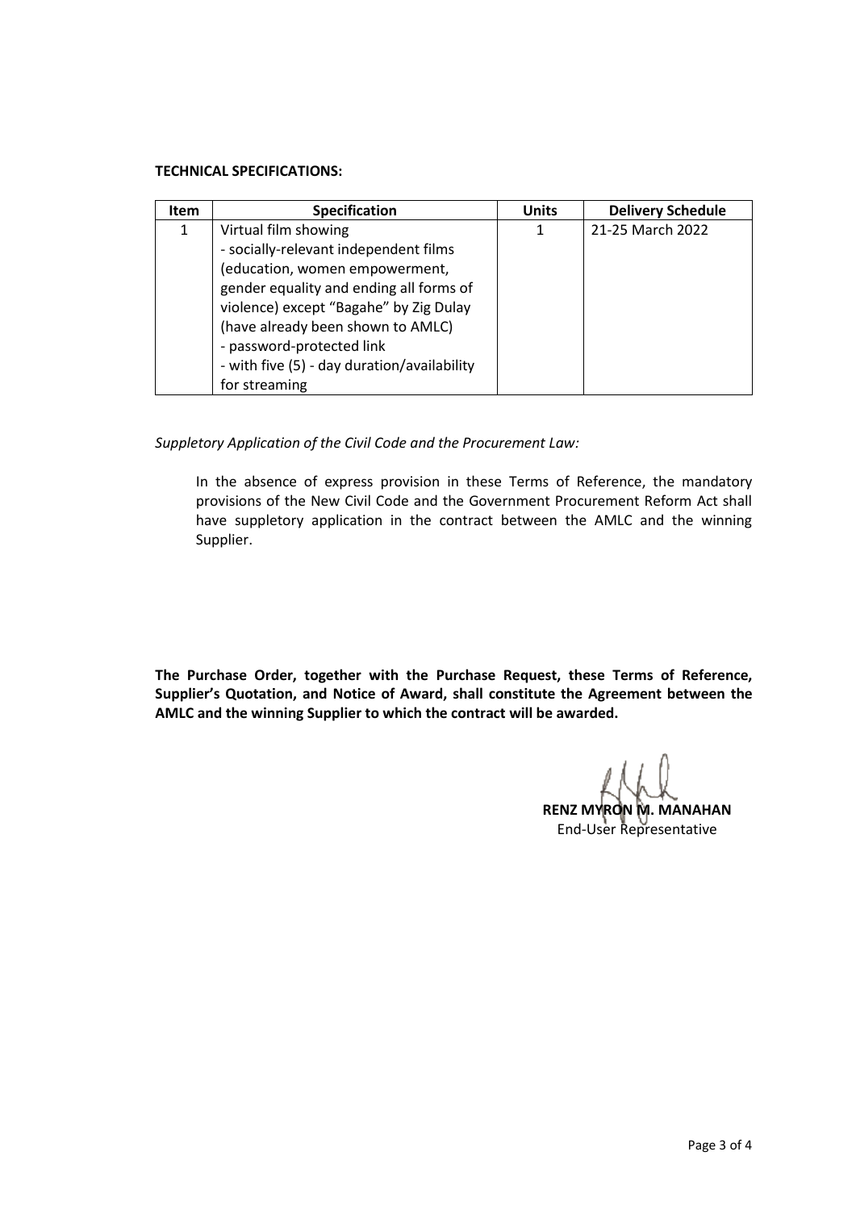**TECHNICAL SPECIFICATIONS:**

| Item | Specification | Units | Delivery Schedule |
|---|---|---|---|
| 1 | Virtual film showing<br>- socially-relevant independent films (education, women empowerment, gender equality and ending all forms of violence) except "Bagahe" by Zig Dulay (have already been shown to AMLC)<br>- password-protected link<br>- with five (5) - day duration/availability for streaming | 1 | 21-25 March 2022 |

*Suppletory Application of the Civil Code and the Procurement Law:*

In the absence of express provision in these Terms of Reference, the mandatory provisions of the New Civil Code and the Government Procurement Reform Act shall have suppletory application in the contract between the AMLC and the winning Supplier.

**The Purchase Order, together with the Purchase Request, these Terms of Reference, Supplier's Quotation, and Notice of Award, shall constitute the Agreement between the AMLC and the winning Supplier to which the contract will be awarded.**

**RENZ MYRON M. MANAHAN**
End-User Representative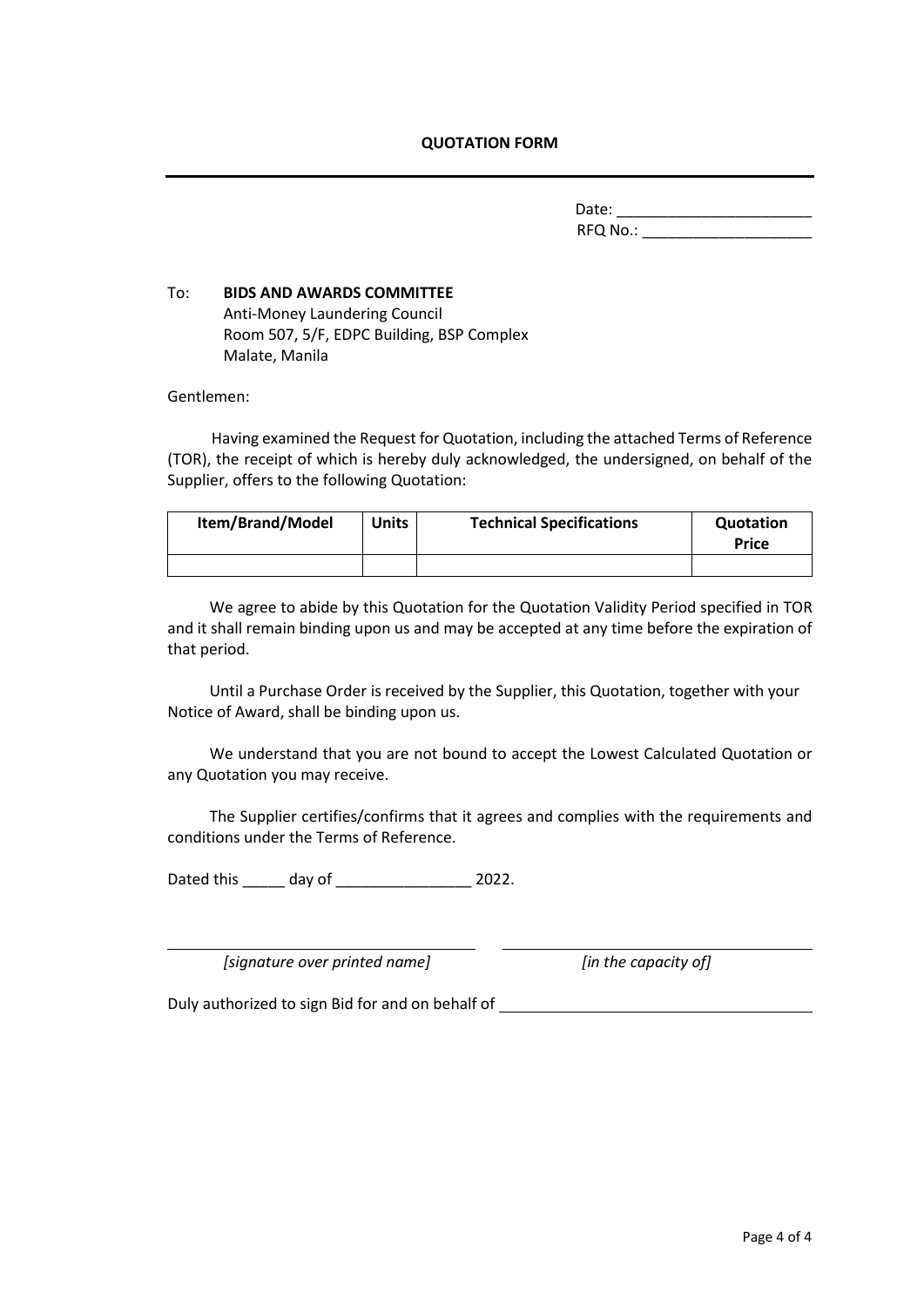# QUOTATION FORM

Date: ______________________
RFQ No.: ___________________

To: **BIDS AND AWARDS COMMITTEE**
Anti-Money Laundering Council
Room 507, 5/F, EDPC Building, BSP Complex
Malate, Manila

Gentlemen:

Having examined the Request for Quotation, including the attached Terms of Reference (TOR), the receipt of which is hereby duly acknowledged, the undersigned, on behalf of the Supplier, offers to the following Quotation:

| Item/Brand/Model | Units | Technical Specifications | Quotation Price |
|---|---|---|---|
| | | | |

We agree to abide by this Quotation for the Quotation Validity Period specified in TOR and it shall remain binding upon us and may be accepted at any time before the expiration of that period.

Until a Purchase Order is received by the Supplier, this Quotation, together with your Notice of Award, shall be binding upon us.

We understand that you are not bound to accept the Lowest Calculated Quotation or any Quotation you may receive.

The Supplier certifies/confirms that it agrees and complies with the requirements and conditions under the Terms of Reference.

Dated this _____ day of ________________ 2022.

_________________________________ _________________________________

*[signature over printed name]* *[in the capacity of]*

Duly authorized to sign Bid for and on behalf of ___________________________________